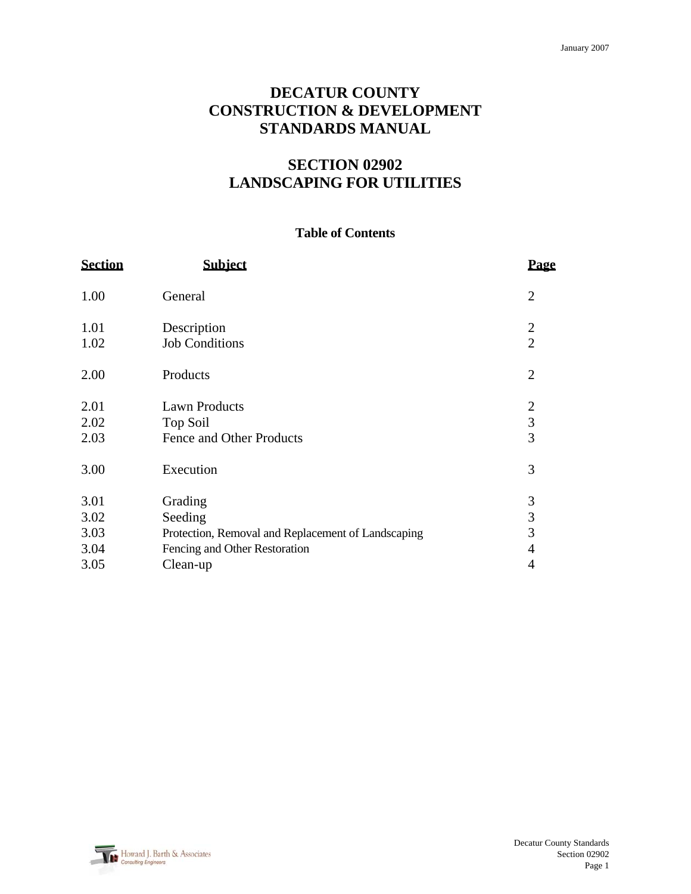January 2007

# DECATUR COUNTY
# CONSTRUCTION & DEVELOPMENT
# STANDARDS MANUAL

## SECTION 02902
## LANDSCAPING FOR UTILITIES

### Table of Contents

| Section | Subject | Page |
|---|---|---|
| 1.00 | General | 2 |
| 1.01 | Description | 2 |
| 1.02 | Job Conditions | 2 |
| 2.00 | Products | 2 |
| 2.01 | Lawn Products | 2 |
| 2.02 | Top Soil | 3 |
| 2.03 | Fence and Other Products | 3 |
| 3.00 | Execution | 3 |
| 3.01 | Grading | 3 |
| 3.02 | Seeding | 3 |
| 3.03 | Protection, Removal and Replacement of Landscaping | 3 |
| 3.04 | Fencing and Other Restoration | 4 |
| 3.05 | Clean-up | 4 |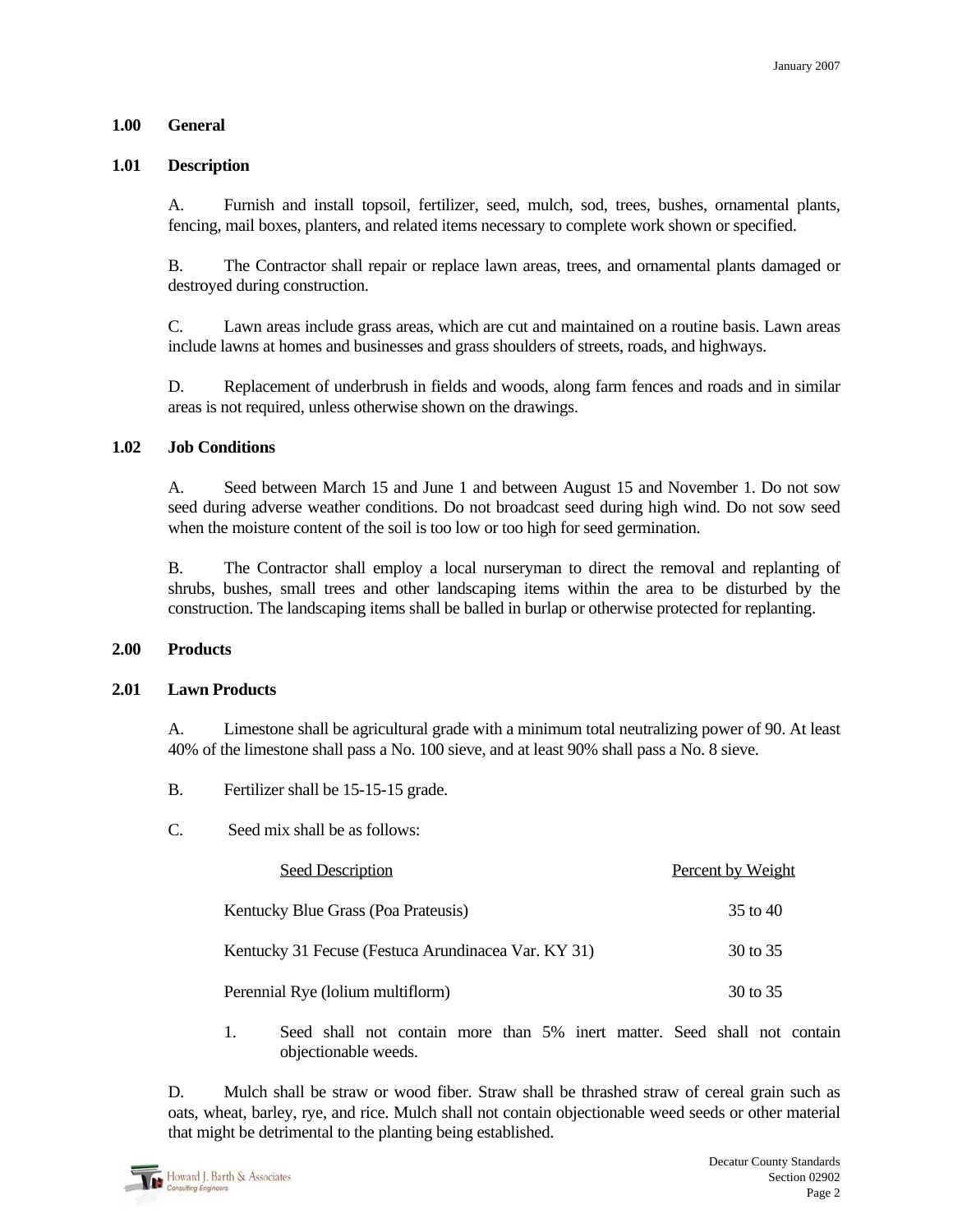## 1.00 General

### 1.01 Description

A. Furnish and install topsoil, fertilizer, seed, mulch, sod, trees, bushes, ornamental plants, fencing, mail boxes, planters, and related items necessary to complete work shown or specified.

B. The Contractor shall repair or replace lawn areas, trees, and ornamental plants damaged or destroyed during construction.

C. Lawn areas include grass areas, which are cut and maintained on a routine basis. Lawn areas include lawns at homes and businesses and grass shoulders of streets, roads, and highways.

D. Replacement of underbrush in fields and woods, along farm fences and roads and in similar areas is not required, unless otherwise shown on the drawings.

### 1.02 Job Conditions

A. Seed between March 15 and June 1 and between August 15 and November 1. Do not sow seed during adverse weather conditions. Do not broadcast seed during high wind. Do not sow seed when the moisture content of the soil is too low or too high for seed germination.

B. The Contractor shall employ a local nurseryman to direct the removal and replanting of shrubs, bushes, small trees and other landscaping items within the area to be disturbed by the construction. The landscaping items shall be balled in burlap or otherwise protected for replanting.

## 2.00 Products

### 2.01 Lawn Products

A. Limestone shall be agricultural grade with a minimum total neutralizing power of 90. At least 40% of the limestone shall pass a No. 100 sieve, and at least 90% shall pass a No. 8 sieve.

B. Fertilizer shall be 15-15-15 grade.

C. Seed mix shall be as follows:

| Seed Description | Percent by Weight |
|---|---|
| Kentucky Blue Grass (Poa Prateusis) | 35 to 40 |
| Kentucky 31 Fecuse (Festuca Arundinacea Var. KY 31) | 30 to 35 |
| Perennial Rye (lolium multiflorm) | 30 to 35 |

1. Seed shall not contain more than 5% inert matter. Seed shall not contain objectionable weeds.

D. Mulch shall be straw or wood fiber. Straw shall be thrashed straw of cereal grain such as oats, wheat, barley, rye, and rice. Mulch shall not contain objectionable weed seeds or other material that might be detrimental to the planting being established.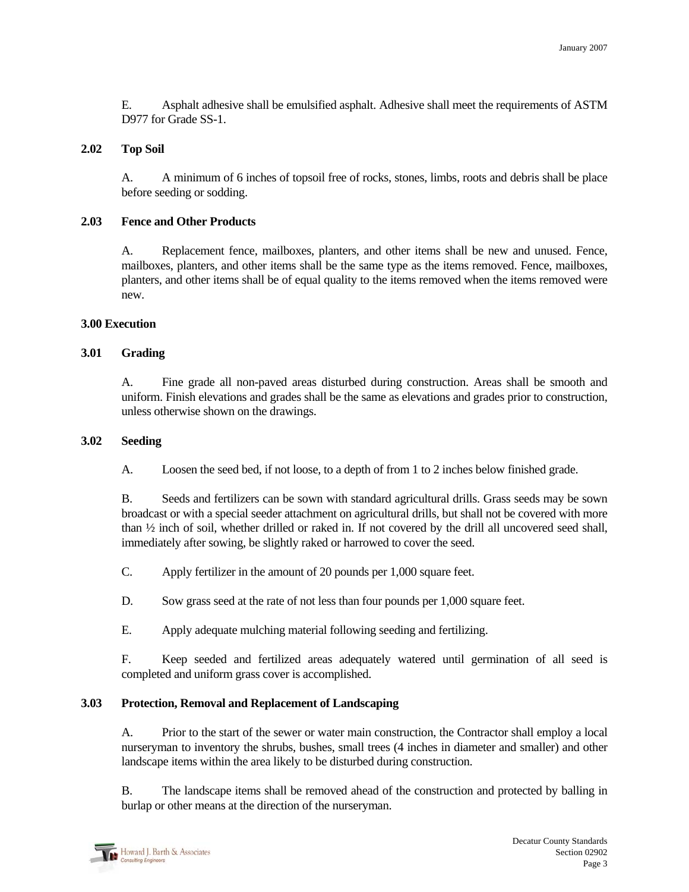E. Asphalt adhesive shall be emulsified asphalt. Adhesive shall meet the requirements of ASTM D977 for Grade SS-1.

### 2.02 Top Soil

A. A minimum of 6 inches of topsoil free of rocks, stones, limbs, roots and debris shall be place before seeding or sodding.

### 2.03 Fence and Other Products

A. Replacement fence, mailboxes, planters, and other items shall be new and unused. Fence, mailboxes, planters, and other items shall be the same type as the items removed. Fence, mailboxes, planters, and other items shall be of equal quality to the items removed when the items removed were new.

## 3.00 Execution

### 3.01 Grading

A. Fine grade all non-paved areas disturbed during construction. Areas shall be smooth and uniform. Finish elevations and grades shall be the same as elevations and grades prior to construction, unless otherwise shown on the drawings.

### 3.02 Seeding

A. Loosen the seed bed, if not loose, to a depth of from 1 to 2 inches below finished grade.

B. Seeds and fertilizers can be sown with standard agricultural drills. Grass seeds may be sown broadcast or with a special seeder attachment on agricultural drills, but shall not be covered with more than ½ inch of soil, whether drilled or raked in. If not covered by the drill all uncovered seed shall, immediately after sowing, be slightly raked or harrowed to cover the seed.

C. Apply fertilizer in the amount of 20 pounds per 1,000 square feet.

D. Sow grass seed at the rate of not less than four pounds per 1,000 square feet.

E. Apply adequate mulching material following seeding and fertilizing.

F. Keep seeded and fertilized areas adequately watered until germination of all seed is completed and uniform grass cover is accomplished.

### 3.03 Protection, Removal and Replacement of Landscaping

A. Prior to the start of the sewer or water main construction, the Contractor shall employ a local nurseryman to inventory the shrubs, bushes, small trees (4 inches in diameter and smaller) and other landscape items within the area likely to be disturbed during construction.

B. The landscape items shall be removed ahead of the construction and protected by balling in burlap or other means at the direction of the nurseryman.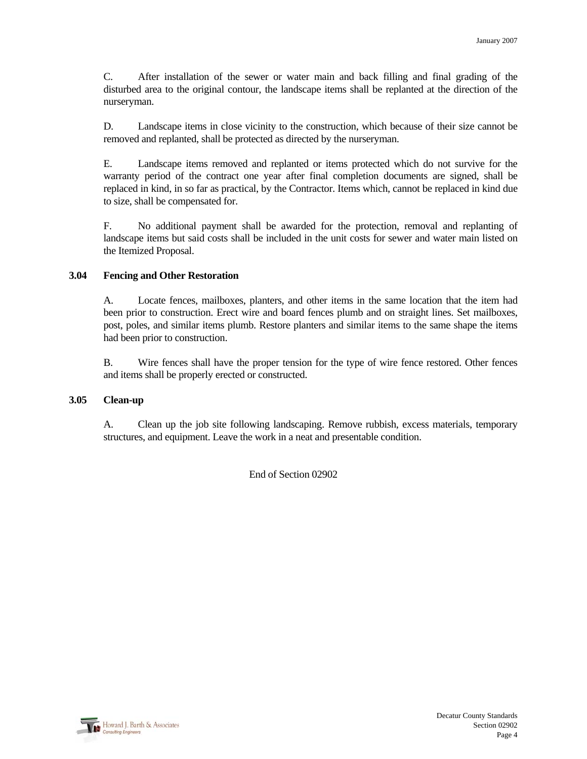C. After installation of the sewer or water main and back filling and final grading of the disturbed area to the original contour, the landscape items shall be replanted at the direction of the nurseryman.

D. Landscape items in close vicinity to the construction, which because of their size cannot be removed and replanted, shall be protected as directed by the nurseryman.

E. Landscape items removed and replanted or items protected which do not survive for the warranty period of the contract one year after final completion documents are signed, shall be replaced in kind, in so far as practical, by the Contractor. Items which, cannot be replaced in kind due to size, shall be compensated for.

F. No additional payment shall be awarded for the protection, removal and replanting of landscape items but said costs shall be included in the unit costs for sewer and water main listed on the Itemized Proposal.

### 3.04 Fencing and Other Restoration

A. Locate fences, mailboxes, planters, and other items in the same location that the item had been prior to construction. Erect wire and board fences plumb and on straight lines. Set mailboxes, post, poles, and similar items plumb. Restore planters and similar items to the same shape the items had been prior to construction.

B. Wire fences shall have the proper tension for the type of wire fence restored. Other fences and items shall be properly erected or constructed.

### 3.05 Clean-up

A. Clean up the job site following landscaping. Remove rubbish, excess materials, temporary structures, and equipment. Leave the work in a neat and presentable condition.

End of Section 02902